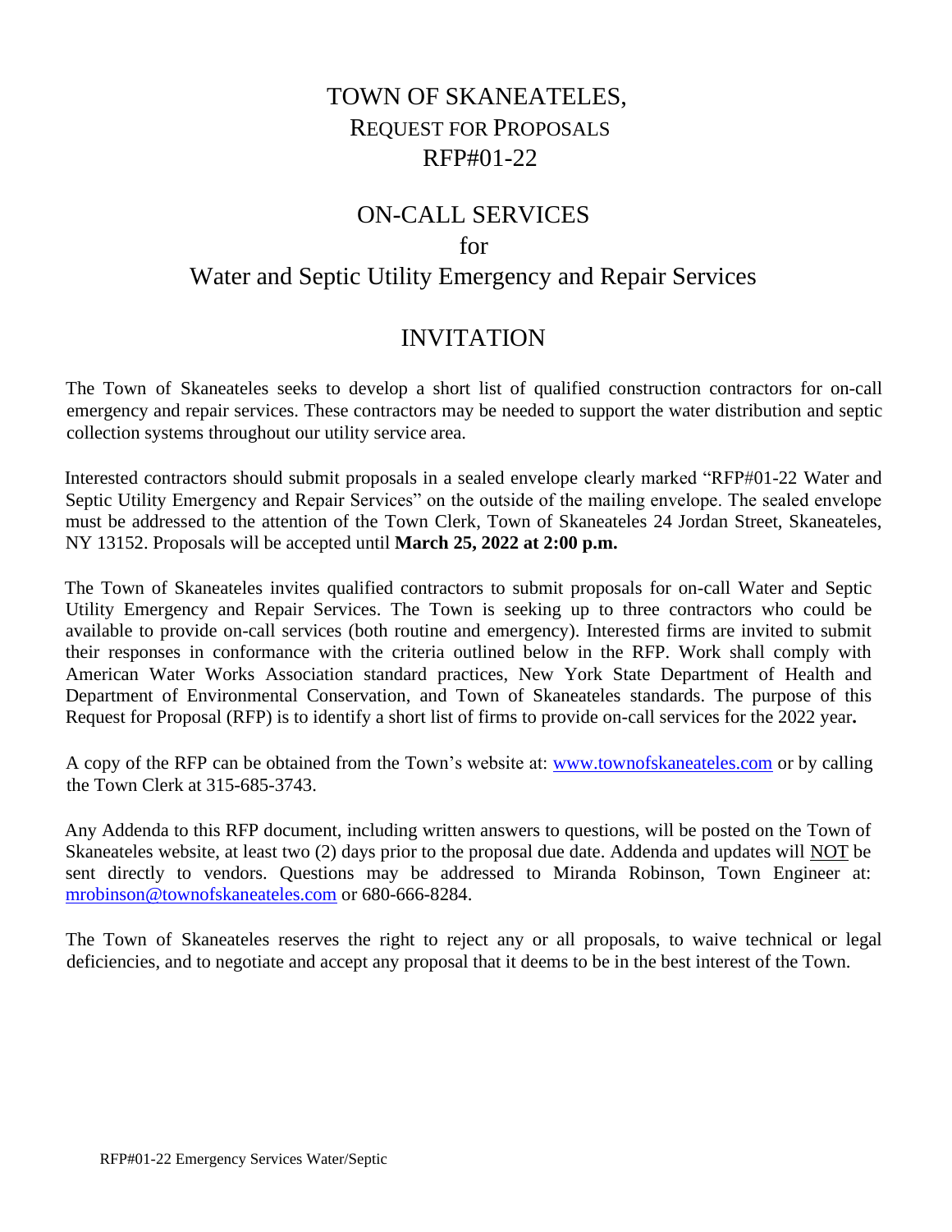# TOWN OF SKANEATELES,
## REQUEST FOR PROPOSALS
## RFP#01-22

# ON-CALL SERVICES
## for
## Water and Septic Utility Emergency and Repair Services

# INVITATION

The Town of Skaneateles seeks to develop a short list of qualified construction contractors for on-call emergency and repair services. These contractors may be needed to support the water distribution and septic collection systems throughout our utility service area.

Interested contractors should submit proposals in a sealed envelope clearly marked "RFP#01-22 Water and Septic Utility Emergency and Repair Services" on the outside of the mailing envelope. The sealed envelope must be addressed to the attention of the Town Clerk, Town of Skaneateles 24 Jordan Street, Skaneateles, NY 13152. Proposals will be accepted until **March 25, 2022 at 2:00 p.m.**

The Town of Skaneateles invites qualified contractors to submit proposals for on-call Water and Septic Utility Emergency and Repair Services. The Town is seeking up to three contractors who could be available to provide on-call services (both routine and emergency). Interested firms are invited to submit their responses in conformance with the criteria outlined below in the RFP. Work shall comply with American Water Works Association standard practices, New York State Department of Health and Department of Environmental Conservation, and Town of Skaneateles standards. The purpose of this Request for Proposal (RFP) is to identify a short list of firms to provide on-call services for the 2022 year**.**

A copy of the RFP can be obtained from the Town's website at: www.townofskaneateles.com or by calling the Town Clerk at 315-685-3743.

Any Addenda to this RFP document, including written answers to questions, will be posted on the Town of Skaneateles website, at least two (2) days prior to the proposal due date. Addenda and updates will NOT be sent directly to vendors. Questions may be addressed to Miranda Robinson, Town Engineer at: mrobinson@townofskaneateles.com or 680-666-8284.

The Town of Skaneateles reserves the right to reject any or all proposals, to waive technical or legal deficiencies, and to negotiate and accept any proposal that it deems to be in the best interest of the Town.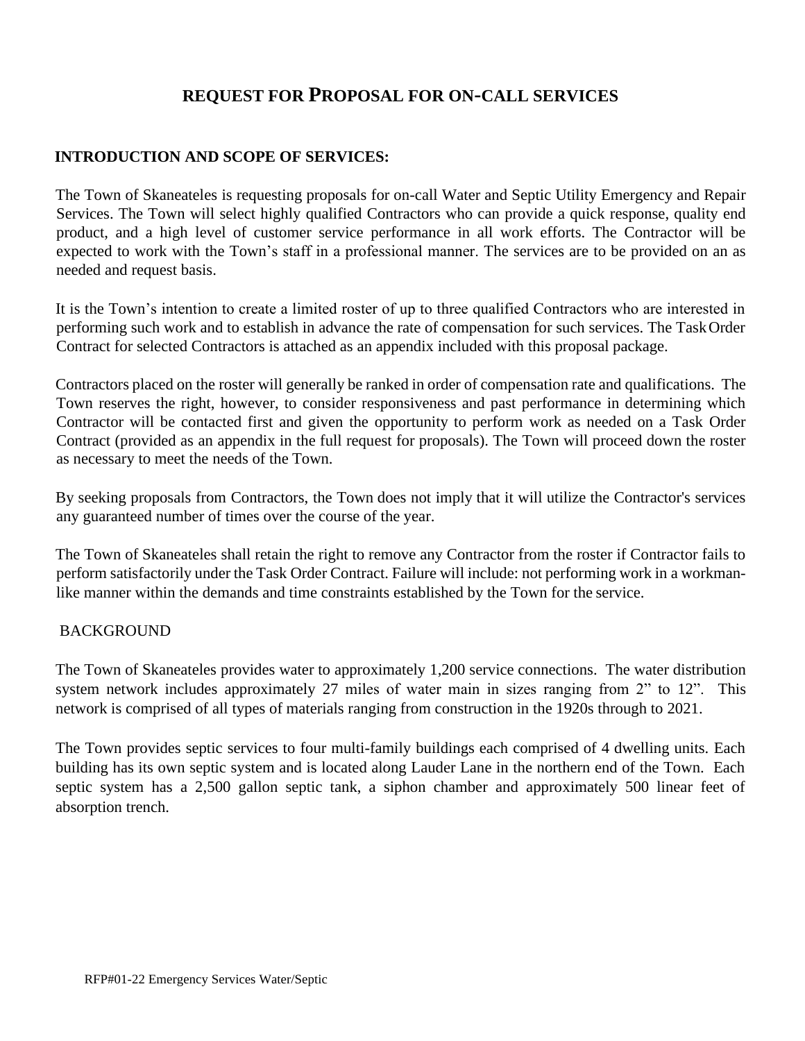# REQUEST FOR PROPOSAL FOR ON-CALL SERVICES

## INTRODUCTION AND SCOPE OF SERVICES:

The Town of Skaneateles is requesting proposals for on-call Water and Septic Utility Emergency and Repair Services. The Town will select highly qualified Contractors who can provide a quick response, quality end product, and a high level of customer service performance in all work efforts. The Contractor will be expected to work with the Town's staff in a professional manner. The services are to be provided on an as needed and request basis.

It is the Town's intention to create a limited roster of up to three qualified Contractors who are interested in performing such work and to establish in advance the rate of compensation for such services. The Task Order Contract for selected Contractors is attached as an appendix included with this proposal package.

Contractors placed on the roster will generally be ranked in order of compensation rate and qualifications. The Town reserves the right, however, to consider responsiveness and past performance in determining which Contractor will be contacted first and given the opportunity to perform work as needed on a Task Order Contract (provided as an appendix in the full request for proposals). The Town will proceed down the roster as necessary to meet the needs of the Town.

By seeking proposals from Contractors, the Town does not imply that it will utilize the Contractor's services any guaranteed number of times over the course of the year.

The Town of Skaneateles shall retain the right to remove any Contractor from the roster if Contractor fails to perform satisfactorily under the Task Order Contract. Failure will include: not performing work in a workman-like manner within the demands and time constraints established by the Town for the service.

## BACKGROUND

The Town of Skaneateles provides water to approximately 1,200 service connections. The water distribution system network includes approximately 27 miles of water main in sizes ranging from 2" to 12". This network is comprised of all types of materials ranging from construction in the 1920s through to 2021.

The Town provides septic services to four multi-family buildings each comprised of 4 dwelling units. Each building has its own septic system and is located along Lauder Lane in the northern end of the Town. Each septic system has a 2,500 gallon septic tank, a siphon chamber and approximately 500 linear feet of absorption trench.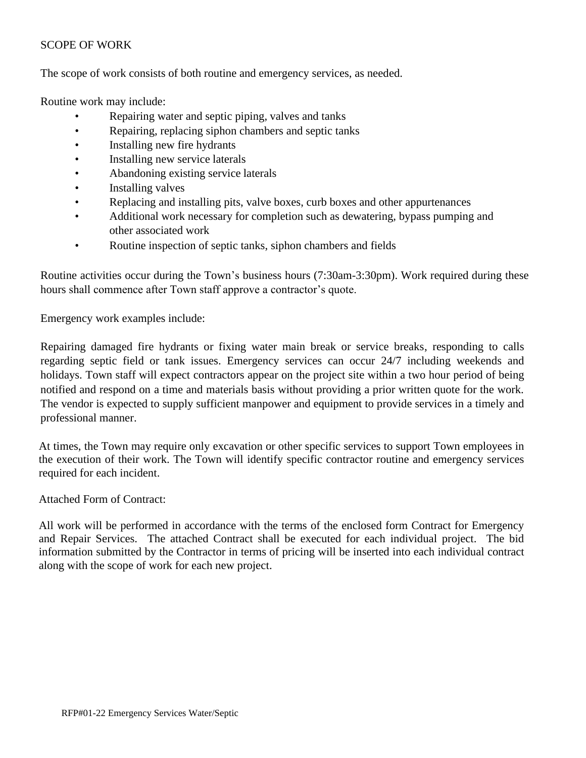## SCOPE OF WORK

The scope of work consists of both routine and emergency services, as needed.

Routine work may include:

- Repairing water and septic piping, valves and tanks
- Repairing, replacing siphon chambers and septic tanks
- Installing new fire hydrants
- Installing new service laterals
- Abandoning existing service laterals
- Installing valves
- Replacing and installing pits, valve boxes, curb boxes and other appurtenances
- Additional work necessary for completion such as dewatering, bypass pumping and other associated work
- Routine inspection of septic tanks, siphon chambers and fields

Routine activities occur during the Town's business hours (7:30am-3:30pm). Work required during these hours shall commence after Town staff approve a contractor's quote.

Emergency work examples include:

Repairing damaged fire hydrants or fixing water main break or service breaks, responding to calls regarding septic field or tank issues. Emergency services can occur 24/7 including weekends and holidays. Town staff will expect contractors appear on the project site within a two hour period of being notified and respond on a time and materials basis without providing a prior written quote for the work. The vendor is expected to supply sufficient manpower and equipment to provide services in a timely and professional manner.

At times, the Town may require only excavation or other specific services to support Town employees in the execution of their work. The Town will identify specific contractor routine and emergency services required for each incident.

Attached Form of Contract:

All work will be performed in accordance with the terms of the enclosed form Contract for Emergency and Repair Services. The attached Contract shall be executed for each individual project. The bid information submitted by the Contractor in terms of pricing will be inserted into each individual contract along with the scope of work for each new project.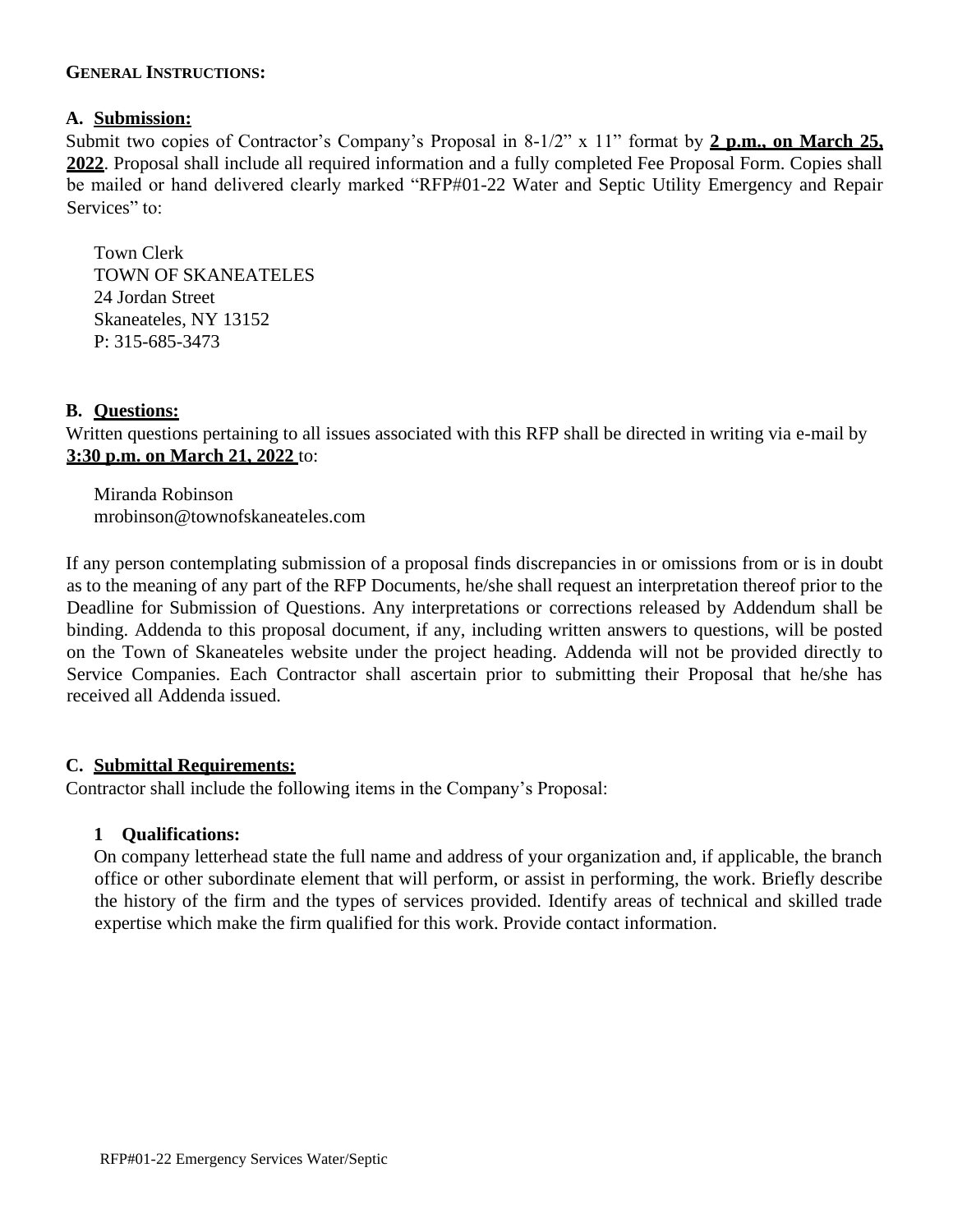**GENERAL INSTRUCTIONS:**

**A. Submission:**

Submit two copies of Contractor's Company's Proposal in 8-1/2" x 11" format by **2 p.m., on March 25, 2022**. Proposal shall include all required information and a fully completed Fee Proposal Form. Copies shall be mailed or hand delivered clearly marked "RFP#01-22 Water and Septic Utility Emergency and Repair Services" to:

Town Clerk
TOWN OF SKANEATELES
24 Jordan Street
Skaneateles, NY 13152
P: 315-685-3473

**B. Questions:**

Written questions pertaining to all issues associated with this RFP shall be directed in writing via e-mail by **3:30 p.m. on March 21, 2022** to:

Miranda Robinson
mrobinson@townofskaneateles.com

If any person contemplating submission of a proposal finds discrepancies in or omissions from or is in doubt as to the meaning of any part of the RFP Documents, he/she shall request an interpretation thereof prior to the Deadline for Submission of Questions. Any interpretations or corrections released by Addendum shall be binding. Addenda to this proposal document, if any, including written answers to questions, will be posted on the Town of Skaneateles website under the project heading. Addenda will not be provided directly to Service Companies. Each Contractor shall ascertain prior to submitting their Proposal that he/she has received all Addenda issued.

**C. Submittal Requirements:**

Contractor shall include the following items in the Company's Proposal:

**1 Qualifications:**

On company letterhead state the full name and address of your organization and, if applicable, the branch office or other subordinate element that will perform, or assist in performing, the work. Briefly describe the history of the firm and the types of services provided. Identify areas of technical and skilled trade expertise which make the firm qualified for this work. Provide contact information.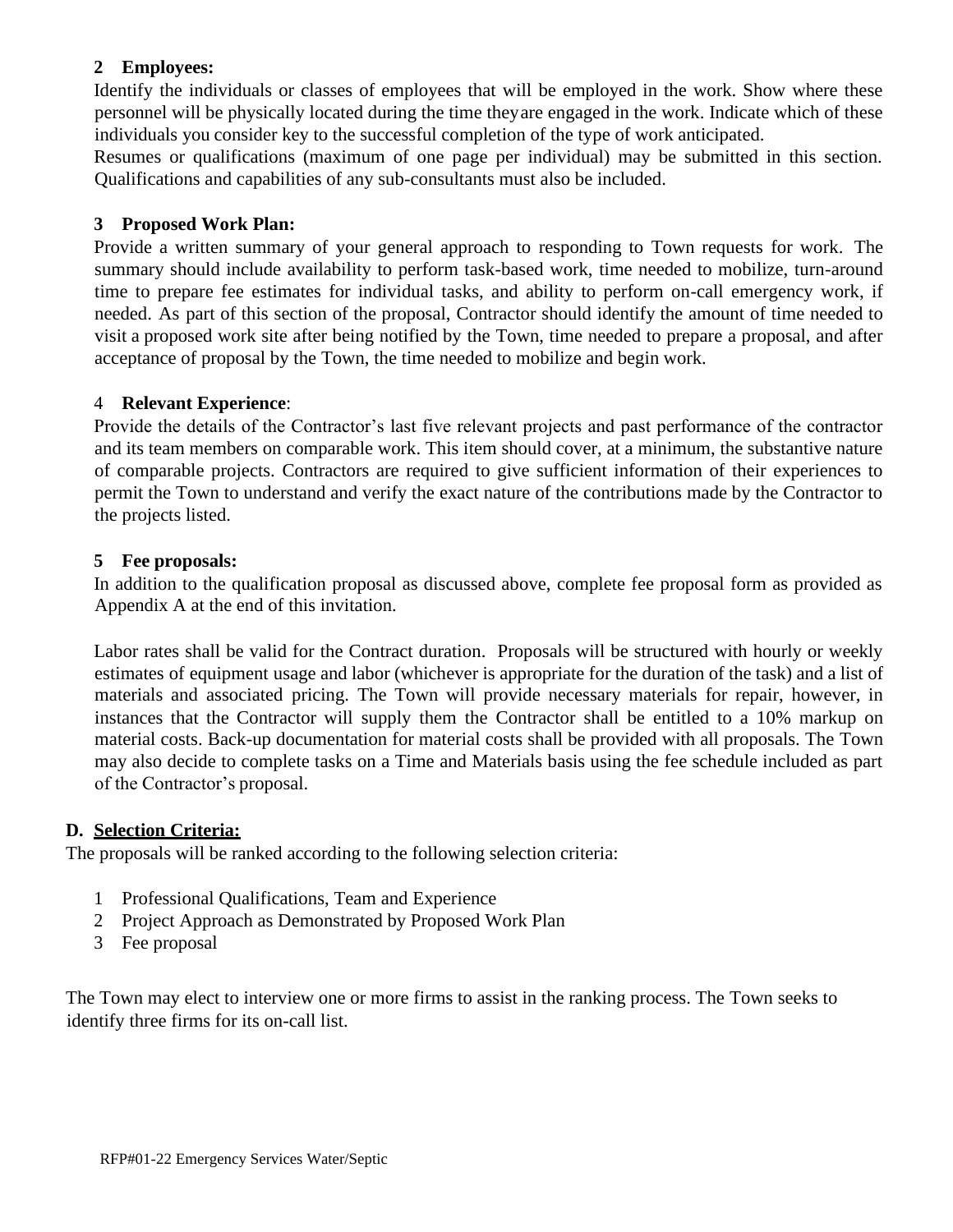**2 Employees:**

Identify the individuals or classes of employees that will be employed in the work. Show where these personnel will be physically located during the time theyare engaged in the work. Indicate which of these individuals you consider key to the successful completion of the type of work anticipated.

Resumes or qualifications (maximum of one page per individual) may be submitted in this section. Qualifications and capabilities of any sub-consultants must also be included.

**3 Proposed Work Plan:**

Provide a written summary of your general approach to responding to Town requests for work. The summary should include availability to perform task-based work, time needed to mobilize, turn-around time to prepare fee estimates for individual tasks, and ability to perform on-call emergency work, if needed. As part of this section of the proposal, Contractor should identify the amount of time needed to visit a proposed work site after being notified by the Town, time needed to prepare a proposal, and after acceptance of proposal by the Town, the time needed to mobilize and begin work.

4 **Relevant Experience**:

Provide the details of the Contractor's last five relevant projects and past performance of the contractor and its team members on comparable work. This item should cover, at a minimum, the substantive nature of comparable projects. Contractors are required to give sufficient information of their experiences to permit the Town to understand and verify the exact nature of the contributions made by the Contractor to the projects listed.

**5 Fee proposals:**

In addition to the qualification proposal as discussed above, complete fee proposal form as provided as Appendix A at the end of this invitation.

Labor rates shall be valid for the Contract duration. Proposals will be structured with hourly or weekly estimates of equipment usage and labor (whichever is appropriate for the duration of the task) and a list of materials and associated pricing. The Town will provide necessary materials for repair, however, in instances that the Contractor will supply them the Contractor shall be entitled to a 10% markup on material costs. Back-up documentation for material costs shall be provided with all proposals. The Town may also decide to complete tasks on a Time and Materials basis using the fee schedule included as part of the Contractor's proposal.

**D. <u>Selection Criteria:</u>**

The proposals will be ranked according to the following selection criteria:

1 Professional Qualifications, Team and Experience
2 Project Approach as Demonstrated by Proposed Work Plan
3 Fee proposal

The Town may elect to interview one or more firms to assist in the ranking process. The Town seeks to identify three firms for its on-call list.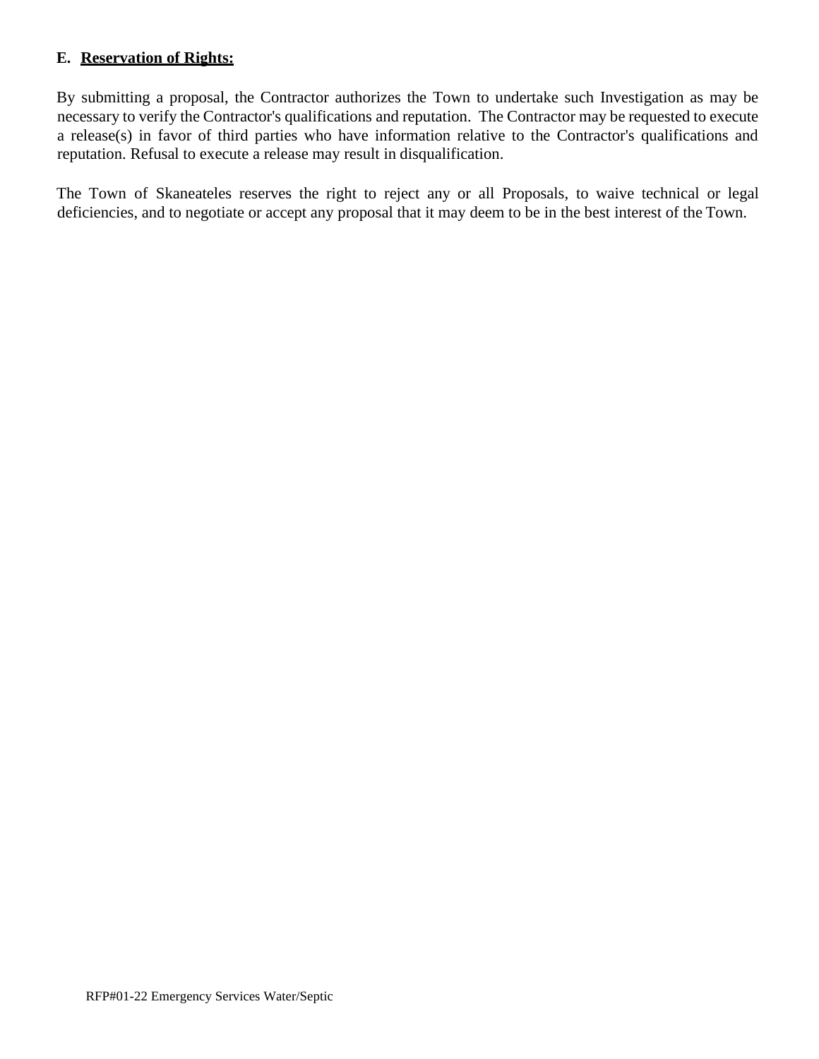**E. Reservation of Rights:**

By submitting a proposal, the Contractor authorizes the Town to undertake such Investigation as may be necessary to verify the Contractor's qualifications and reputation. The Contractor may be requested to execute a release(s) in favor of third parties who have information relative to the Contractor's qualifications and reputation. Refusal to execute a release may result in disqualification.

The Town of Skaneateles reserves the right to reject any or all Proposals, to waive technical or legal deficiencies, and to negotiate or accept any proposal that it may deem to be in the best interest of the Town.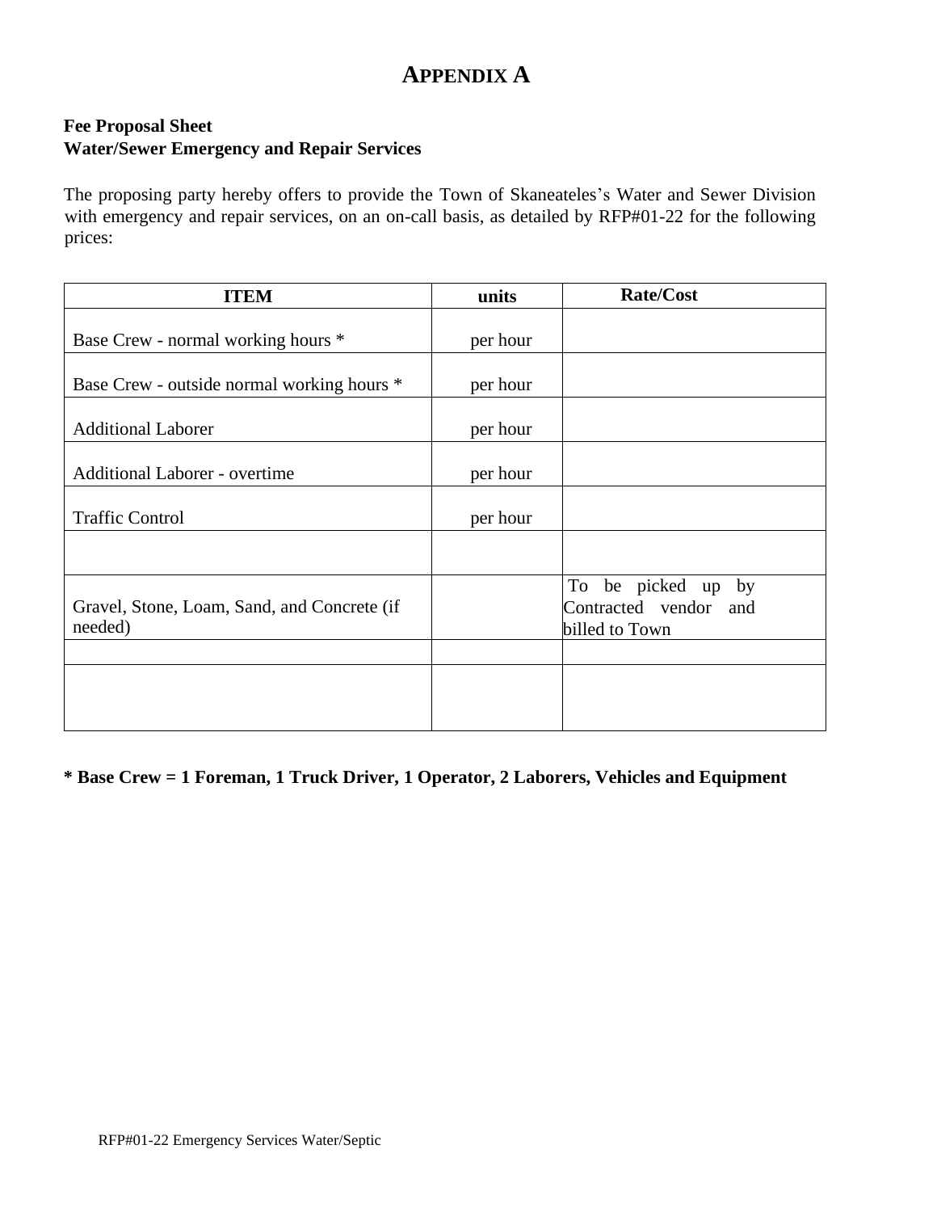# APPENDIX A

**Fee Proposal Sheet**
**Water/Sewer Emergency and Repair Services**

The proposing party hereby offers to provide the Town of Skaneateles's Water and Sewer Division with emergency and repair services, on an on-call basis, as detailed by RFP#01-22 for the following prices:

| ITEM | units | Rate/Cost |
|---|---|---|
| Base Crew - normal working hours * | per hour | |
| Base Crew - outside normal working hours * | per hour | |
| Additional Laborer | per hour | |
| Additional Laborer - overtime | per hour | |
| Traffic Control | per hour | |
| | | |
| Gravel, Stone, Loam, Sand, and Concrete (if needed) | | To be picked up by Contracted vendor and billed to Town |
| | | |
| | | |

**\* Base Crew = 1 Foreman, 1 Truck Driver, 1 Operator, 2 Laborers, Vehicles and Equipment**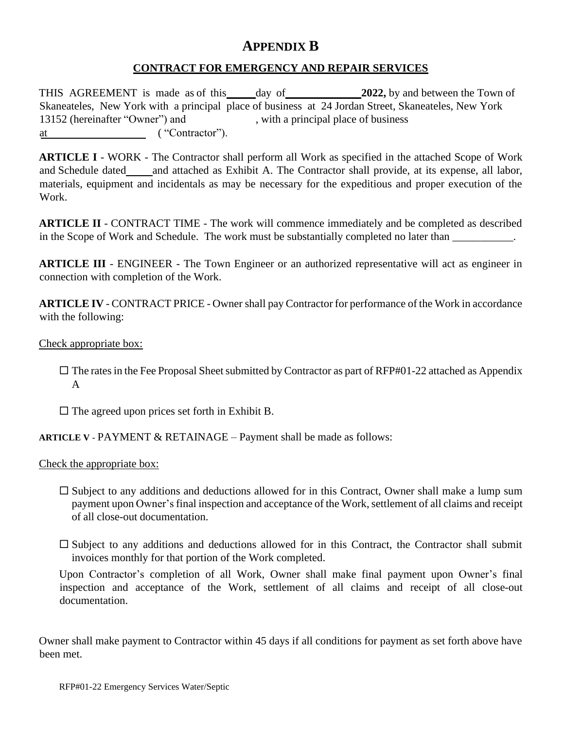# APPENDIX B

## CONTRACT FOR EMERGENCY AND REPAIR SERVICES

THIS AGREEMENT is made as of this_____day of______________ **2022,** by and between the Town of Skaneateles, New York with a principal place of business at 24 Jordan Street, Skaneateles, New York 13152 (hereinafter "Owner") and                    , with a principal place of business at___________________ ( "Contractor").

**ARTICLE I** - WORK - The Contractor shall perform all Work as specified in the attached Scope of Work and Schedule dated_____ and attached as Exhibit A. The Contractor shall provide, at its expense, all labor, materials, equipment and incidentals as may be necessary for the expeditious and proper execution of the Work.

**ARTICLE II** - CONTRACT TIME - The work will commence immediately and be completed as described in the Scope of Work and Schedule. The work must be substantially completed no later than ___________.

**ARTICLE III** - ENGINEER - The Town Engineer or an authorized representative will act as engineer in connection with completion of the Work.

**ARTICLE IV** - CONTRACT PRICE - Owner shall pay Contractor for performance of the Work in accordance with the following:

Check appropriate box:

☐ The rates in the Fee Proposal Sheet submitted by Contractor as part of RFP#01-22 attached as Appendix A

☐ The agreed upon prices set forth in Exhibit B.

**ARTICLE V** - PAYMENT & RETAINAGE – Payment shall be made as follows:

Check the appropriate box:

☐ Subject to any additions and deductions allowed for in this Contract, Owner shall make a lump sum payment upon Owner's final inspection and acceptance of the Work, settlement of all claims and receipt of all close-out documentation.

☐ Subject to any additions and deductions allowed for in this Contract, the Contractor shall submit invoices monthly for that portion of the Work completed.

Upon Contractor's completion of all Work, Owner shall make final payment upon Owner's final inspection and acceptance of the Work, settlement of all claims and receipt of all close-out documentation.

Owner shall make payment to Contractor within 45 days if all conditions for payment as set forth above have been met.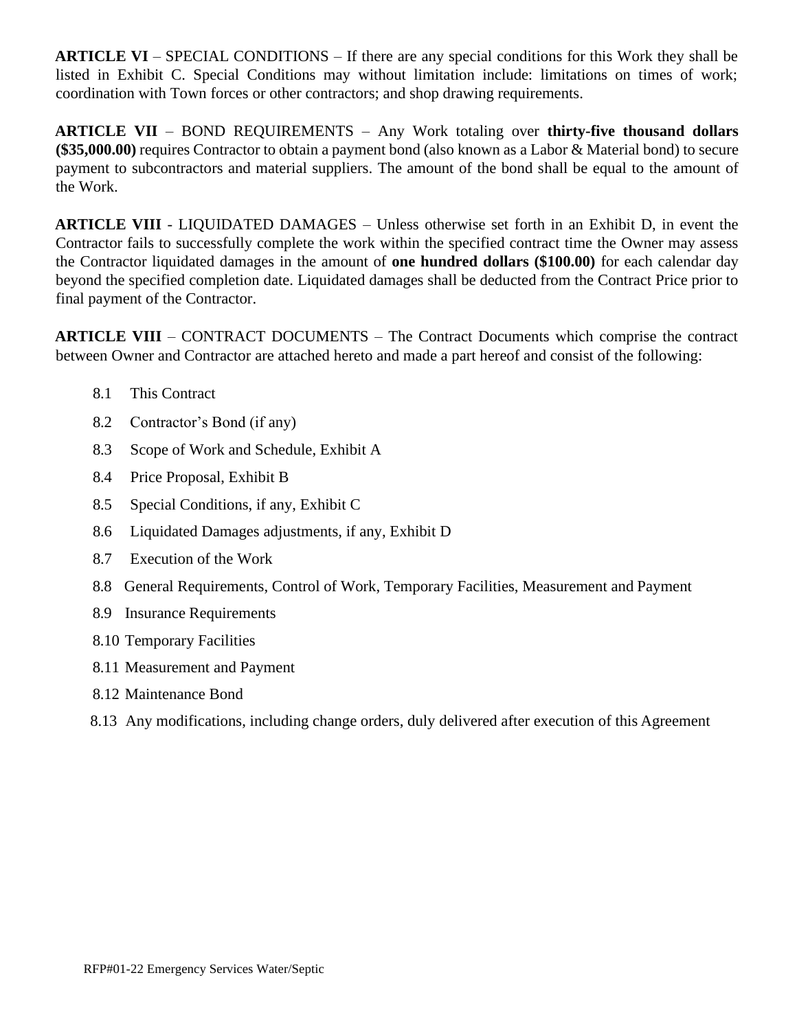**ARTICLE VI** – SPECIAL CONDITIONS – If there are any special conditions for this Work they shall be listed in Exhibit C. Special Conditions may without limitation include: limitations on times of work; coordination with Town forces or other contractors; and shop drawing requirements.

**ARTICLE VII** – BOND REQUIREMENTS – Any Work totaling over **thirty-five thousand dollars ($35,000.00)** requires Contractor to obtain a payment bond (also known as a Labor & Material bond) to secure payment to subcontractors and material suppliers. The amount of the bond shall be equal to the amount of the Work.

**ARTICLE VIII** - LIQUIDATED DAMAGES – Unless otherwise set forth in an Exhibit D, in event the Contractor fails to successfully complete the work within the specified contract time the Owner may assess the Contractor liquidated damages in the amount of **one hundred dollars ($100.00)** for each calendar day beyond the specified completion date. Liquidated damages shall be deducted from the Contract Price prior to final payment of the Contractor.

**ARTICLE VIII** – CONTRACT DOCUMENTS – The Contract Documents which comprise the contract between Owner and Contractor are attached hereto and made a part hereof and consist of the following:

- 8.1 This Contract
- 8.2 Contractor's Bond (if any)
- 8.3 Scope of Work and Schedule, Exhibit A
- 8.4 Price Proposal, Exhibit B
- 8.5 Special Conditions, if any, Exhibit C
- 8.6 Liquidated Damages adjustments, if any, Exhibit D
- 8.7 Execution of the Work
- 8.8 General Requirements, Control of Work, Temporary Facilities, Measurement and Payment
- 8.9 Insurance Requirements
- 8.10 Temporary Facilities
- 8.11 Measurement and Payment
- 8.12 Maintenance Bond
- 8.13 Any modifications, including change orders, duly delivered after execution of this Agreement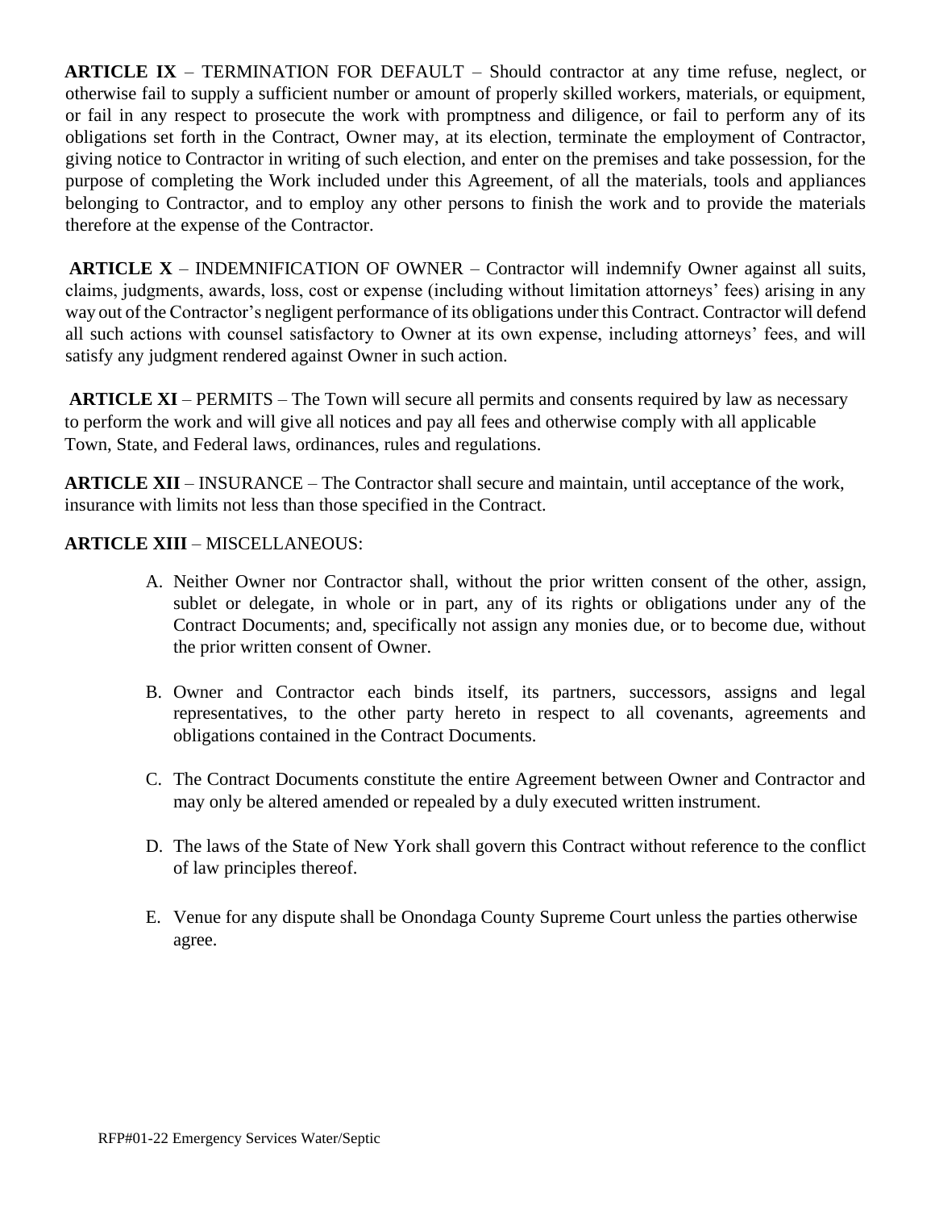**ARTICLE IX** – TERMINATION FOR DEFAULT – Should contractor at any time refuse, neglect, or otherwise fail to supply a sufficient number or amount of properly skilled workers, materials, or equipment, or fail in any respect to prosecute the work with promptness and diligence, or fail to perform any of its obligations set forth in the Contract, Owner may, at its election, terminate the employment of Contractor, giving notice to Contractor in writing of such election, and enter on the premises and take possession, for the purpose of completing the Work included under this Agreement, of all the materials, tools and appliances belonging to Contractor, and to employ any other persons to finish the work and to provide the materials therefore at the expense of the Contractor.

**ARTICLE X** – INDEMNIFICATION OF OWNER – Contractor will indemnify Owner against all suits, claims, judgments, awards, loss, cost or expense (including without limitation attorneys' fees) arising in any way out of the Contractor's negligent performance of its obligations under this Contract. Contractor will defend all such actions with counsel satisfactory to Owner at its own expense, including attorneys' fees, and will satisfy any judgment rendered against Owner in such action.

**ARTICLE XI** – PERMITS – The Town will secure all permits and consents required by law as necessary to perform the work and will give all notices and pay all fees and otherwise comply with all applicable Town, State, and Federal laws, ordinances, rules and regulations.

**ARTICLE XII** – INSURANCE – The Contractor shall secure and maintain, until acceptance of the work, insurance with limits not less than those specified in the Contract.

**ARTICLE XIII** – MISCELLANEOUS:

A. Neither Owner nor Contractor shall, without the prior written consent of the other, assign, sublet or delegate, in whole or in part, any of its rights or obligations under any of the Contract Documents; and, specifically not assign any monies due, or to become due, without the prior written consent of Owner.

B. Owner and Contractor each binds itself, its partners, successors, assigns and legal representatives, to the other party hereto in respect to all covenants, agreements and obligations contained in the Contract Documents.

C. The Contract Documents constitute the entire Agreement between Owner and Contractor and may only be altered amended or repealed by a duly executed written instrument.

D. The laws of the State of New York shall govern this Contract without reference to the conflict of law principles thereof.

E. Venue for any dispute shall be Onondaga County Supreme Court unless the parties otherwise agree.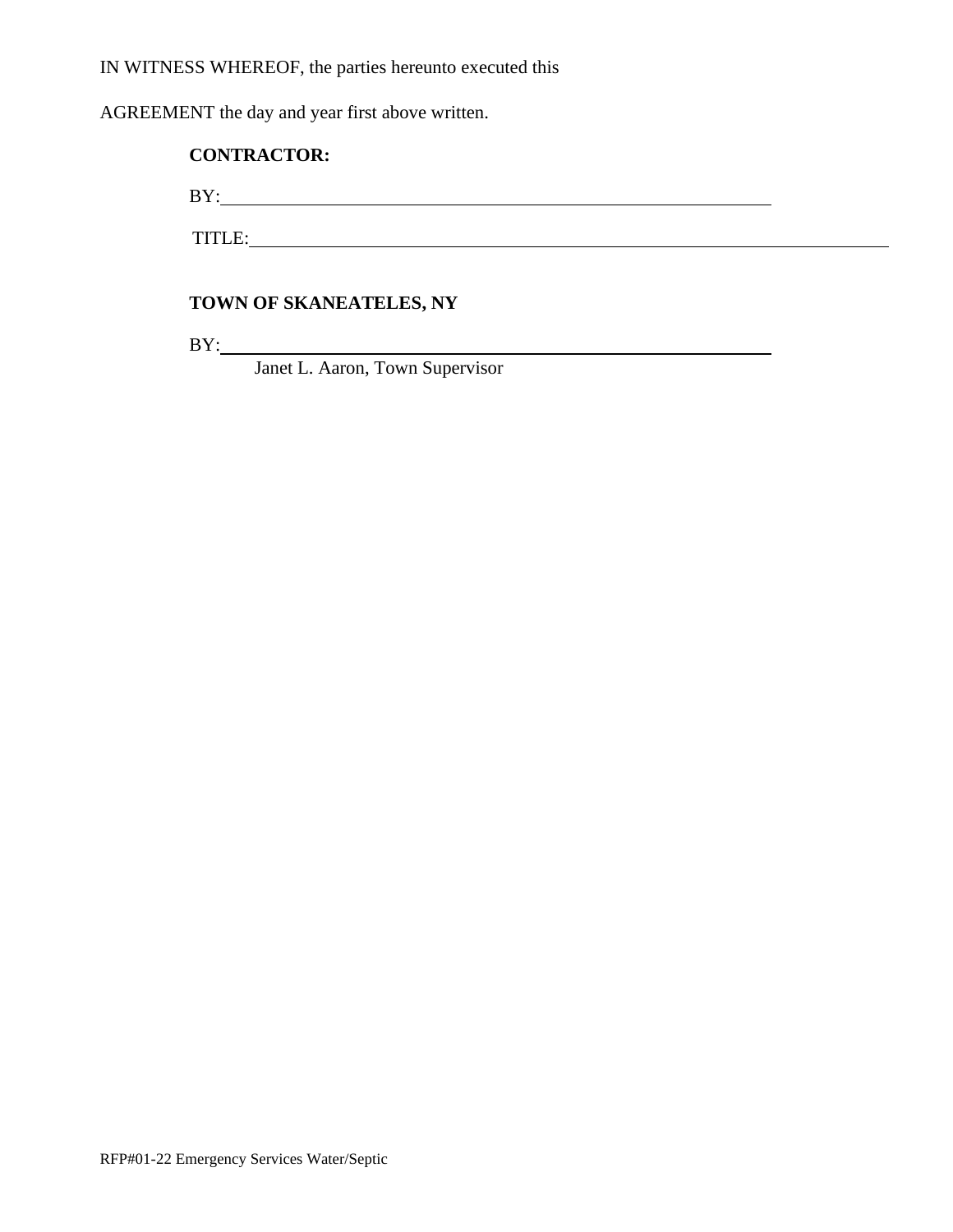IN WITNESS WHEREOF, the parties hereunto executed this

AGREEMENT the day and year first above written.

**CONTRACTOR:**

BY:\_\_\_\_\_\_\_\_\_\_\_\_\_\_\_\_\_\_\_\_\_\_\_\_\_\_\_\_\_\_\_\_\_\_\_\_\_\_\_\_\_\_\_\_\_\_\_\_\_\_\_\_

TITLE:\_\_\_\_\_\_\_\_\_\_\_\_\_\_\_\_\_\_\_\_\_\_\_\_\_\_\_\_\_\_\_\_\_\_\_\_\_\_\_\_\_\_\_\_\_\_\_\_\_\_\_\_\_\_\_\_\_\_\_\_

**TOWN OF SKANEATELES, NY**

BY:\_\_\_\_\_\_\_\_\_\_\_\_\_\_\_\_\_\_\_\_\_\_\_\_\_\_\_\_\_\_\_\_\_\_\_\_\_\_\_\_\_\_\_\_\_\_\_\_\_\_\_\_

Janet L. Aaron, Town Supervisor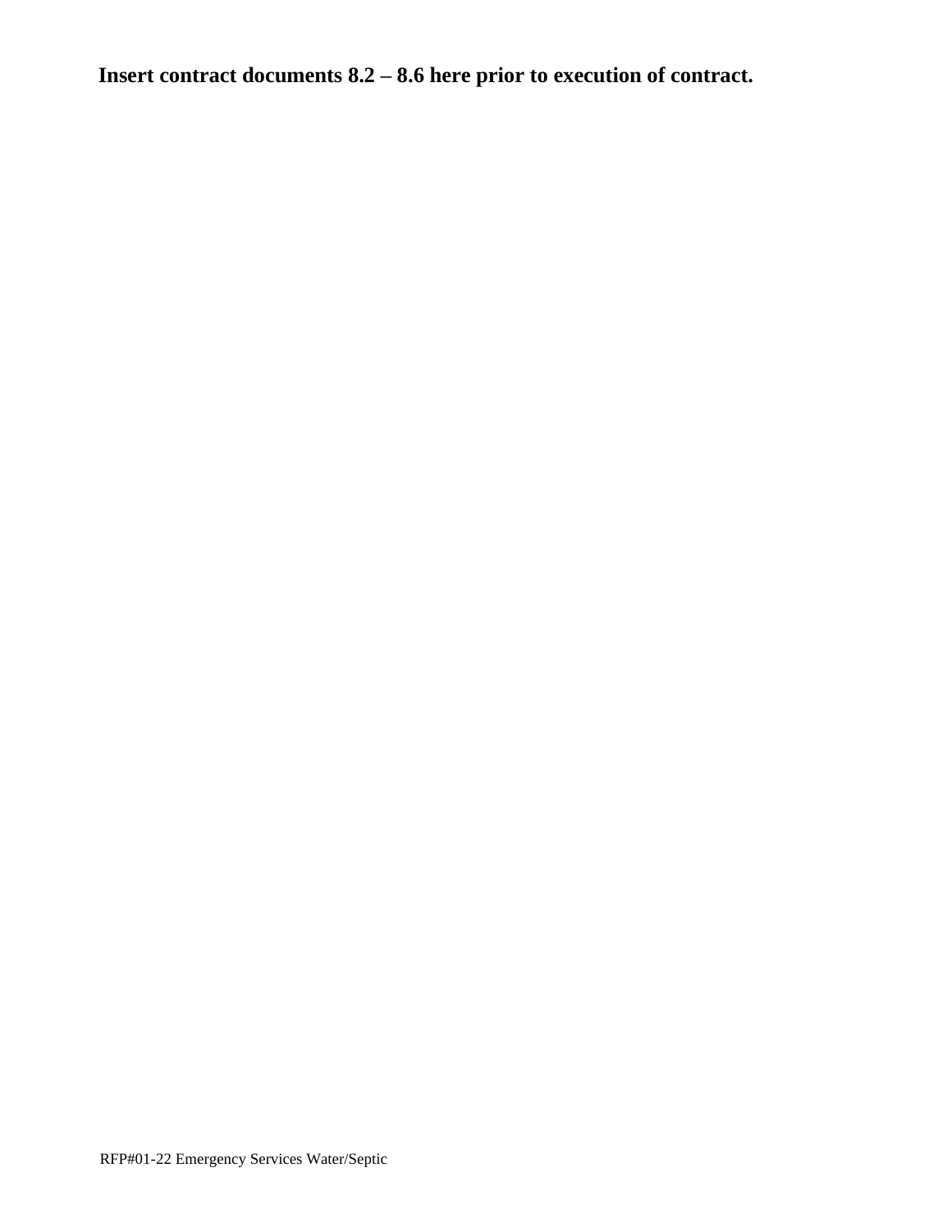**Insert contract documents 8.2 – 8.6 here prior to execution of contract.**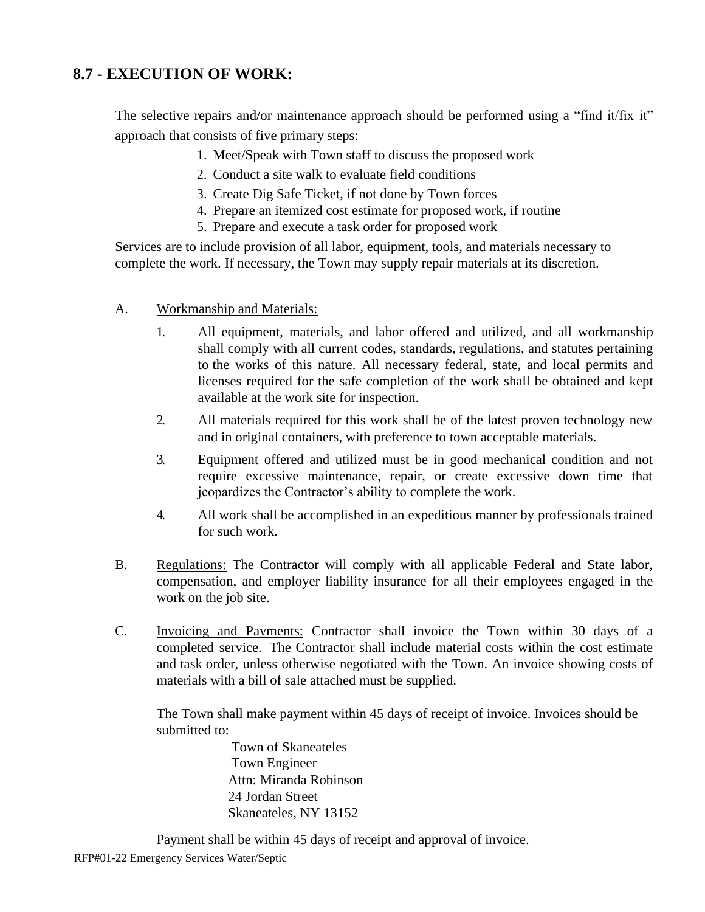## 8.7 - EXECUTION OF WORK:

The selective repairs and/or maintenance approach should be performed using a "find it/fix it" approach that consists of five primary steps:

1. Meet/Speak with Town staff to discuss the proposed work
2. Conduct a site walk to evaluate field conditions
3. Create Dig Safe Ticket, if not done by Town forces
4. Prepare an itemized cost estimate for proposed work, if routine
5. Prepare and execute a task order for proposed work

Services are to include provision of all labor, equipment, tools, and materials necessary to complete the work. If necessary, the Town may supply repair materials at its discretion.

A. <u>Workmanship and Materials:</u>

1. All equipment, materials, and labor offered and utilized, and all workmanship shall comply with all current codes, standards, regulations, and statutes pertaining to the works of this nature. All necessary federal, state, and local permits and licenses required for the safe completion of the work shall be obtained and kept available at the work site for inspection.
2. All materials required for this work shall be of the latest proven technology new and in original containers, with preference to town acceptable materials.
3. Equipment offered and utilized must be in good mechanical condition and not require excessive maintenance, repair, or create excessive down time that jeopardizes the Contractor's ability to complete the work.
4. All work shall be accomplished in an expeditious manner by professionals trained for such work.

B. <u>Regulations:</u> The Contractor will comply with all applicable Federal and State labor, compensation, and employer liability insurance for all their employees engaged in the work on the job site.

C. <u>Invoicing and Payments:</u> Contractor shall invoice the Town within 30 days of a completed service. The Contractor shall include material costs within the cost estimate and task order, unless otherwise negotiated with the Town. An invoice showing costs of materials with a bill of sale attached must be supplied.

The Town shall make payment within 45 days of receipt of invoice. Invoices should be submitted to:

Town of Skaneateles
Town Engineer
Attn: Miranda Robinson
24 Jordan Street
Skaneateles, NY 13152

Payment shall be within 45 days of receipt and approval of invoice.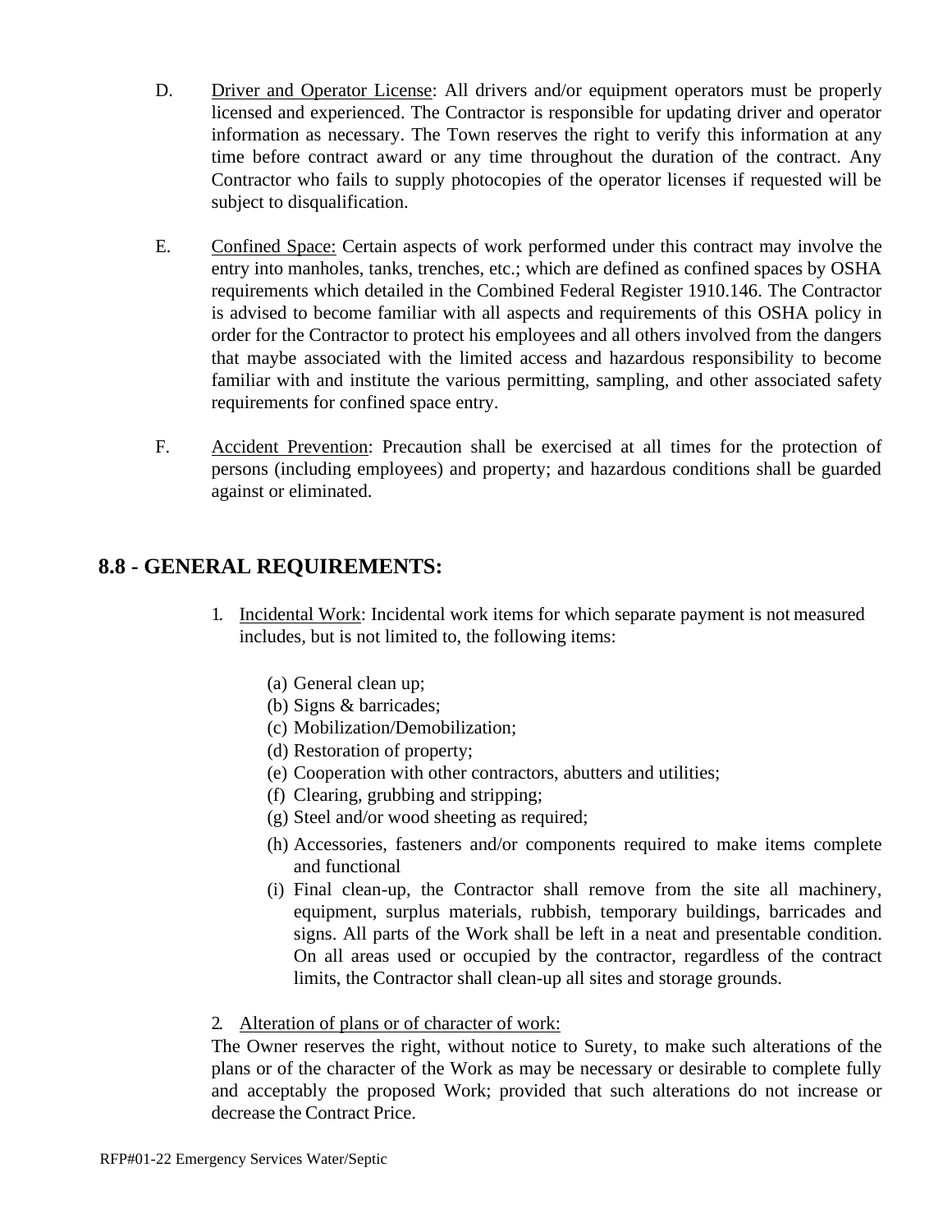D. Driver and Operator License: All drivers and/or equipment operators must be properly licensed and experienced. The Contractor is responsible for updating driver and operator information as necessary. The Town reserves the right to verify this information at any time before contract award or any time throughout the duration of the contract. Any Contractor who fails to supply photocopies of the operator licenses if requested will be subject to disqualification.

E. Confined Space: Certain aspects of work performed under this contract may involve the entry into manholes, tanks, trenches, etc.; which are defined as confined spaces by OSHA requirements which detailed in the Combined Federal Register 1910.146. The Contractor is advised to become familiar with all aspects and requirements of this OSHA policy in order for the Contractor to protect his employees and all others involved from the dangers that maybe associated with the limited access and hazardous responsibility to become familiar with and institute the various permitting, sampling, and other associated safety requirements for confined space entry.

F. Accident Prevention: Precaution shall be exercised at all times for the protection of persons (including employees) and property; and hazardous conditions shall be guarded against or eliminated.

## 8.8 - GENERAL REQUIREMENTS:

1. Incidental Work: Incidental work items for which separate payment is not measured includes, but is not limited to, the following items:

   (a) General clean up;
   (b) Signs & barricades;
   (c) Mobilization/Demobilization;
   (d) Restoration of property;
   (e) Cooperation with other contractors, abutters and utilities;
   (f) Clearing, grubbing and stripping;
   (g) Steel and/or wood sheeting as required;
   (h) Accessories, fasteners and/or components required to make items complete and functional
   (i) Final clean-up, the Contractor shall remove from the site all machinery, equipment, surplus materials, rubbish, temporary buildings, barricades and signs. All parts of the Work shall be left in a neat and presentable condition. On all areas used or occupied by the contractor, regardless of the contract limits, the Contractor shall clean-up all sites and storage grounds.

2. Alteration of plans or of character of work:

The Owner reserves the right, without notice to Surety, to make such alterations of the plans or of the character of the Work as may be necessary or desirable to complete fully and acceptably the proposed Work; provided that such alterations do not increase or decrease the Contract Price.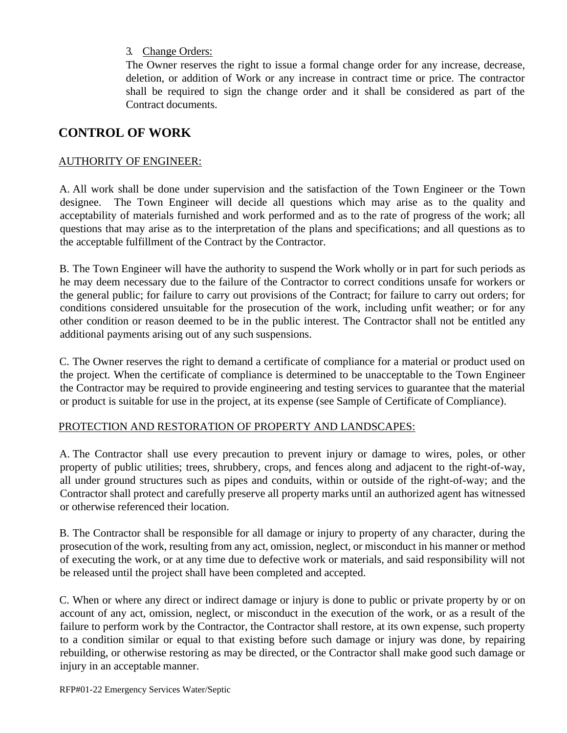3. Change Orders:
The Owner reserves the right to issue a formal change order for any increase, decrease, deletion, or addition of Work or any increase in contract time or price. The contractor shall be required to sign the change order and it shall be considered as part of the Contract documents.

## CONTROL OF WORK

AUTHORITY OF ENGINEER:

A. All work shall be done under supervision and the satisfaction of the Town Engineer or the Town designee. The Town Engineer will decide all questions which may arise as to the quality and acceptability of materials furnished and work performed and as to the rate of progress of the work; all questions that may arise as to the interpretation of the plans and specifications; and all questions as to the acceptable fulfillment of the Contract by the Contractor.

B. The Town Engineer will have the authority to suspend the Work wholly or in part for such periods as he may deem necessary due to the failure of the Contractor to correct conditions unsafe for workers or the general public; for failure to carry out provisions of the Contract; for failure to carry out orders; for conditions considered unsuitable for the prosecution of the work, including unfit weather; or for any other condition or reason deemed to be in the public interest. The Contractor shall not be entitled any additional payments arising out of any such suspensions.

C. The Owner reserves the right to demand a certificate of compliance for a material or product used on the project. When the certificate of compliance is determined to be unacceptable to the Town Engineer the Contractor may be required to provide engineering and testing services to guarantee that the material or product is suitable for use in the project, at its expense (see Sample of Certificate of Compliance).

PROTECTION AND RESTORATION OF PROPERTY AND LANDSCAPES:

A. The Contractor shall use every precaution to prevent injury or damage to wires, poles, or other property of public utilities; trees, shrubbery, crops, and fences along and adjacent to the right-of-way, all under ground structures such as pipes and conduits, within or outside of the right-of-way; and the Contractor shall protect and carefully preserve all property marks until an authorized agent has witnessed or otherwise referenced their location.

B. The Contractor shall be responsible for all damage or injury to property of any character, during the prosecution of the work, resulting from any act, omission, neglect, or misconduct in his manner or method of executing the work, or at any time due to defective work or materials, and said responsibility will not be released until the project shall have been completed and accepted.

C. When or where any direct or indirect damage or injury is done to public or private property by or on account of any act, omission, neglect, or misconduct in the execution of the work, or as a result of the failure to perform work by the Contractor, the Contractor shall restore, at its own expense, such property to a condition similar or equal to that existing before such damage or injury was done, by repairing rebuilding, or otherwise restoring as may be directed, or the Contractor shall make good such damage or injury in an acceptable manner.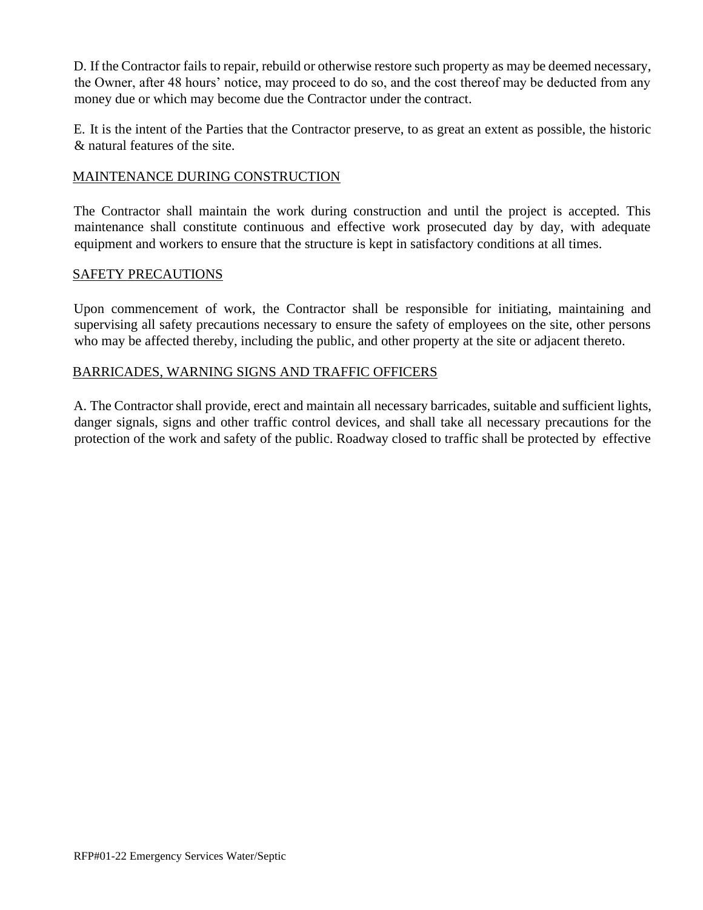D. If the Contractor fails to repair, rebuild or otherwise restore such property as may be deemed necessary, the Owner, after 48 hours' notice, may proceed to do so, and the cost thereof may be deducted from any money due or which may become due the Contractor under the contract.

E. It is the intent of the Parties that the Contractor preserve, to as great an extent as possible, the historic & natural features of the site.

## MAINTENANCE DURING CONSTRUCTION

The Contractor shall maintain the work during construction and until the project is accepted. This maintenance shall constitute continuous and effective work prosecuted day by day, with adequate equipment and workers to ensure that the structure is kept in satisfactory conditions at all times.

## SAFETY PRECAUTIONS

Upon commencement of work, the Contractor shall be responsible for initiating, maintaining and supervising all safety precautions necessary to ensure the safety of employees on the site, other persons who may be affected thereby, including the public, and other property at the site or adjacent thereto.

## BARRICADES, WARNING SIGNS AND TRAFFIC OFFICERS

A. The Contractor shall provide, erect and maintain all necessary barricades, suitable and sufficient lights, danger signals, signs and other traffic control devices, and shall take all necessary precautions for the protection of the work and safety of the public. Roadway closed to traffic shall be protected by effective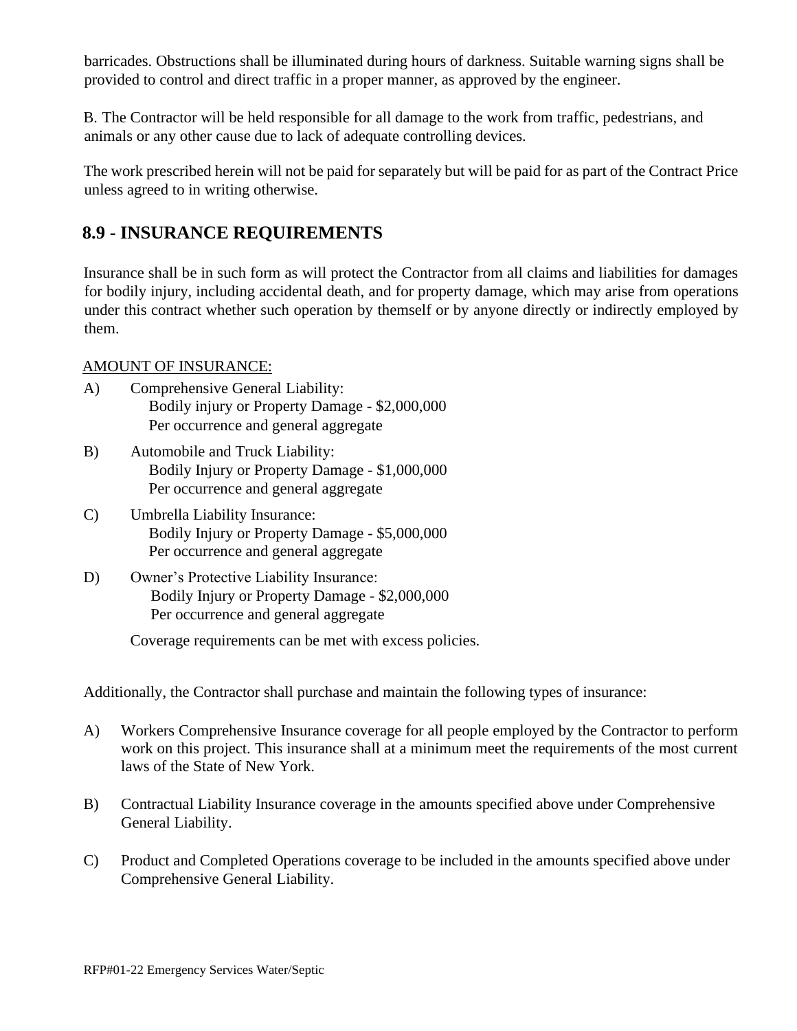barricades. Obstructions shall be illuminated during hours of darkness. Suitable warning signs shall be provided to control and direct traffic in a proper manner, as approved by the engineer.

B. The Contractor will be held responsible for all damage to the work from traffic, pedestrians, and animals or any other cause due to lack of adequate controlling devices.

The work prescribed herein will not be paid for separately but will be paid for as part of the Contract Price unless agreed to in writing otherwise.

## 8.9 - INSURANCE REQUIREMENTS

Insurance shall be in such form as will protect the Contractor from all claims and liabilities for damages for bodily injury, including accidental death, and for property damage, which may arise from operations under this contract whether such operation by themself or by anyone directly or indirectly employed by them.

AMOUNT OF INSURANCE:

A) Comprehensive General Liability:
Bodily injury or Property Damage - $2,000,000
Per occurrence and general aggregate

B) Automobile and Truck Liability:
Bodily Injury or Property Damage - $1,000,000
Per occurrence and general aggregate

C) Umbrella Liability Insurance:
Bodily Injury or Property Damage - $5,000,000
Per occurrence and general aggregate

D) Owner's Protective Liability Insurance:
Bodily Injury or Property Damage - $2,000,000
Per occurrence and general aggregate

Coverage requirements can be met with excess policies.

Additionally, the Contractor shall purchase and maintain the following types of insurance:

A) Workers Comprehensive Insurance coverage for all people employed by the Contractor to perform work on this project. This insurance shall at a minimum meet the requirements of the most current laws of the State of New York.

B) Contractual Liability Insurance coverage in the amounts specified above under Comprehensive General Liability.

C) Product and Completed Operations coverage to be included in the amounts specified above under Comprehensive General Liability.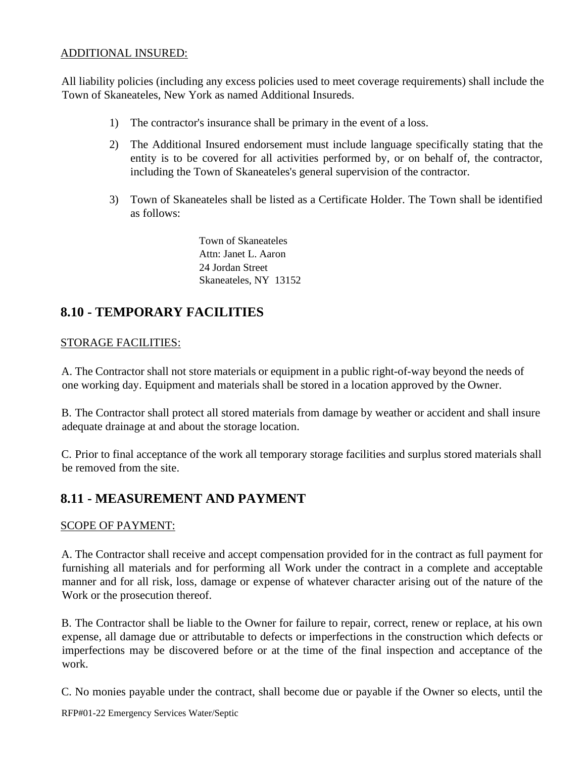ADDITIONAL INSURED:

All liability policies (including any excess policies used to meet coverage requirements) shall include the Town of Skaneateles, New York as named Additional Insureds.

1) The contractor's insurance shall be primary in the event of a loss.

2) The Additional Insured endorsement must include language specifically stating that the entity is to be covered for all activities performed by, or on behalf of, the contractor, including the Town of Skaneateles's general supervision of the contractor.

3) Town of Skaneateles shall be listed as a Certificate Holder. The Town shall be identified as follows:

   Town of Skaneateles
   Attn: Janet L. Aaron
   24 Jordan Street
   Skaneateles, NY 13152

## 8.10 - TEMPORARY FACILITIES

STORAGE FACILITIES:

A. The Contractor shall not store materials or equipment in a public right-of-way beyond the needs of one working day. Equipment and materials shall be stored in a location approved by the Owner.

B. The Contractor shall protect all stored materials from damage by weather or accident and shall insure adequate drainage at and about the storage location.

C. Prior to final acceptance of the work all temporary storage facilities and surplus stored materials shall be removed from the site.

## 8.11 - MEASUREMENT AND PAYMENT

SCOPE OF PAYMENT:

A. The Contractor shall receive and accept compensation provided for in the contract as full payment for furnishing all materials and for performing all Work under the contract in a complete and acceptable manner and for all risk, loss, damage or expense of whatever character arising out of the nature of the Work or the prosecution thereof.

B. The Contractor shall be liable to the Owner for failure to repair, correct, renew or replace, at his own expense, all damage due or attributable to defects or imperfections in the construction which defects or imperfections may be discovered before or at the time of the final inspection and acceptance of the work.

C. No monies payable under the contract, shall become due or payable if the Owner so elects, until the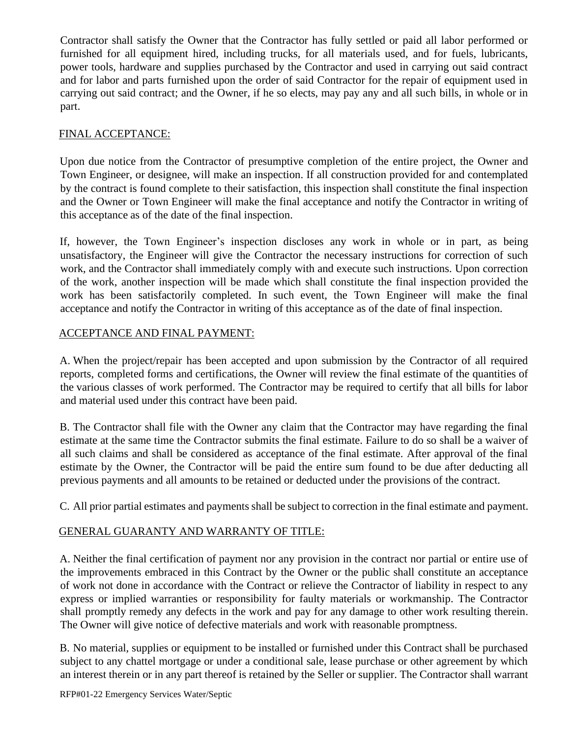Contractor shall satisfy the Owner that the Contractor has fully settled or paid all labor performed or furnished for all equipment hired, including trucks, for all materials used, and for fuels, lubricants, power tools, hardware and supplies purchased by the Contractor and used in carrying out said contract and for labor and parts furnished upon the order of said Contractor for the repair of equipment used in carrying out said contract; and the Owner, if he so elects, may pay any and all such bills, in whole or in part.

## FINAL ACCEPTANCE:

Upon due notice from the Contractor of presumptive completion of the entire project, the Owner and Town Engineer, or designee, will make an inspection. If all construction provided for and contemplated by the contract is found complete to their satisfaction, this inspection shall constitute the final inspection and the Owner or Town Engineer will make the final acceptance and notify the Contractor in writing of this acceptance as of the date of the final inspection.

If, however, the Town Engineer's inspection discloses any work in whole or in part, as being unsatisfactory, the Engineer will give the Contractor the necessary instructions for correction of such work, and the Contractor shall immediately comply with and execute such instructions. Upon correction of the work, another inspection will be made which shall constitute the final inspection provided the work has been satisfactorily completed. In such event, the Town Engineer will make the final acceptance and notify the Contractor in writing of this acceptance as of the date of final inspection.

## ACCEPTANCE AND FINAL PAYMENT:

A. When the project/repair has been accepted and upon submission by the Contractor of all required reports, completed forms and certifications, the Owner will review the final estimate of the quantities of the various classes of work performed. The Contractor may be required to certify that all bills for labor and material used under this contract have been paid.

B. The Contractor shall file with the Owner any claim that the Contractor may have regarding the final estimate at the same time the Contractor submits the final estimate. Failure to do so shall be a waiver of all such claims and shall be considered as acceptance of the final estimate. After approval of the final estimate by the Owner, the Contractor will be paid the entire sum found to be due after deducting all previous payments and all amounts to be retained or deducted under the provisions of the contract.

C. All prior partial estimates and payments shall be subject to correction in the final estimate and payment.

## GENERAL GUARANTY AND WARRANTY OF TITLE:

A. Neither the final certification of payment nor any provision in the contract nor partial or entire use of the improvements embraced in this Contract by the Owner or the public shall constitute an acceptance of work not done in accordance with the Contract or relieve the Contractor of liability in respect to any express or implied warranties or responsibility for faulty materials or workmanship. The Contractor shall promptly remedy any defects in the work and pay for any damage to other work resulting therein. The Owner will give notice of defective materials and work with reasonable promptness.

B. No material, supplies or equipment to be installed or furnished under this Contract shall be purchased subject to any chattel mortgage or under a conditional sale, lease purchase or other agreement by which an interest therein or in any part thereof is retained by the Seller or supplier. The Contractor shall warrant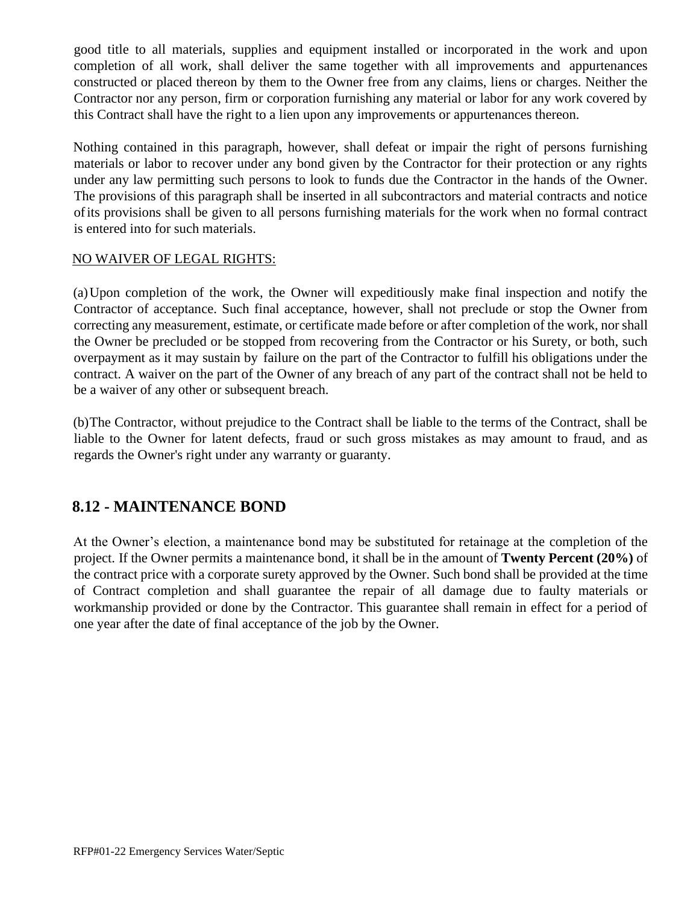good title to all materials, supplies and equipment installed or incorporated in the work and upon completion of all work, shall deliver the same together with all improvements and appurtenances constructed or placed thereon by them to the Owner free from any claims, liens or charges. Neither the Contractor nor any person, firm or corporation furnishing any material or labor for any work covered by this Contract shall have the right to a lien upon any improvements or appurtenances thereon.

Nothing contained in this paragraph, however, shall defeat or impair the right of persons furnishing materials or labor to recover under any bond given by the Contractor for their protection or any rights under any law permitting such persons to look to funds due the Contractor in the hands of the Owner. The provisions of this paragraph shall be inserted in all subcontractors and material contracts and notice of its provisions shall be given to all persons furnishing materials for the work when no formal contract is entered into for such materials.

NO WAIVER OF LEGAL RIGHTS:

(a) Upon completion of the work, the Owner will expeditiously make final inspection and notify the Contractor of acceptance. Such final acceptance, however, shall not preclude or stop the Owner from correcting any measurement, estimate, or certificate made before or after completion of the work, nor shall the Owner be precluded or be stopped from recovering from the Contractor or his Surety, or both, such overpayment as it may sustain by failure on the part of the Contractor to fulfill his obligations under the contract. A waiver on the part of the Owner of any breach of any part of the contract shall not be held to be a waiver of any other or subsequent breach.

(b) The Contractor, without prejudice to the Contract shall be liable to the terms of the Contract, shall be liable to the Owner for latent defects, fraud or such gross mistakes as may amount to fraud, and as regards the Owner's right under any warranty or guaranty.

## 8.12 - MAINTENANCE BOND

At the Owner's election, a maintenance bond may be substituted for retainage at the completion of the project. If the Owner permits a maintenance bond, it shall be in the amount of **Twenty Percent (20%)** of the contract price with a corporate surety approved by the Owner. Such bond shall be provided at the time of Contract completion and shall guarantee the repair of all damage due to faulty materials or workmanship provided or done by the Contractor. This guarantee shall remain in effect for a period of one year after the date of final acceptance of the job by the Owner.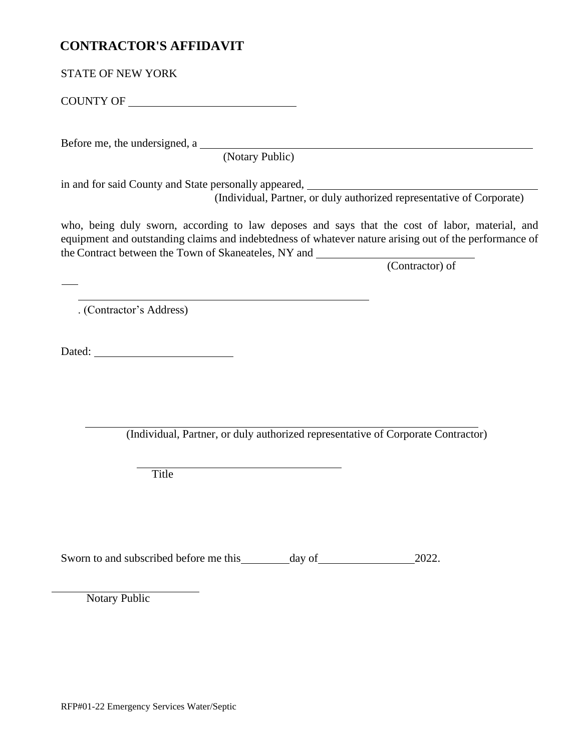# CONTRACTOR'S AFFIDAVIT

STATE OF NEW YORK

COUNTY OF ____________________________

Before me, the undersigned, a ____________________________________________________________
(Notary Public)

in and for said County and State personally appeared, ________________________________________
(Individual, Partner, or duly authorized representative of Corporate)

who, being duly sworn, according to law deposes and says that the cost of labor, material, and equipment and outstanding claims and indebtedness of whatever nature arising out of the performance of the Contract between the Town of Skaneateles, NY and ___________________________
(Contractor) of

___

_____________________________________________________
. (Contractor's Address)

Dated: _______________________

_________________________________________________________________________
(Individual, Partner, or duly authorized representative of Corporate Contractor)

_____________________________________
Title

Sworn to and subscribed before me this ________ day of ________________ 2022.

___________________________
Notary Public

RFP#01-22 Emergency Services Water/Septic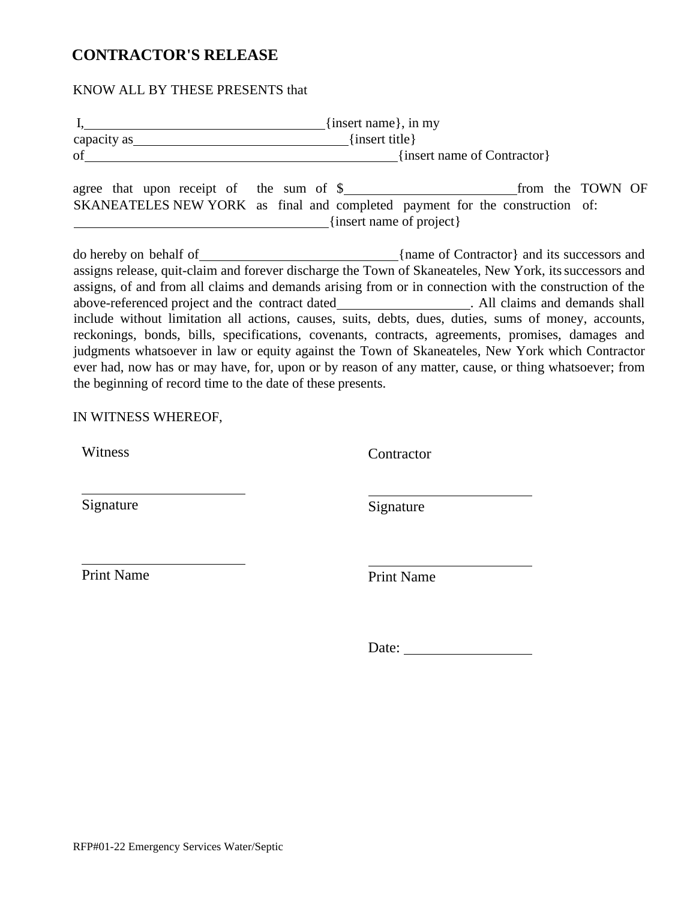# CONTRACTOR'S RELEASE

KNOW ALL BY THESE PRESENTS that

I,\_\_\_\_\_\_\_\_\_\_\_\_\_\_\_\_\_\_\_\_\_\_\_\_\_\_\_\_\_\_\_\_\_\_\_\_{insert name}, in my
capacity as\_\_\_\_\_\_\_\_\_\_\_\_\_\_\_\_\_\_\_\_\_\_\_\_\_\_\_\_\_\_\_\_\_{insert title}
of\_\_\_\_\_\_\_\_\_\_\_\_\_\_\_\_\_\_\_\_\_\_\_\_\_\_\_\_\_\_\_\_\_\_\_\_\_\_\_\_\_\_\_\_\_\_{insert name of Contractor}

agree that upon receipt of the sum of $\_\_\_\_\_\_\_\_\_\_\_\_\_\_\_\_\_\_\_\_\_\_\_\_\_\_from the TOWN OF SKANEATELES NEW YORK as final and completed payment for the construction of:
\_\_\_\_\_\_\_\_\_\_\_\_\_\_\_\_\_\_\_\_\_\_\_\_\_\_\_\_\_\_\_\_\_\_\_\_\_\_\_{insert name of project}

do hereby on behalf of\_\_\_\_\_\_\_\_\_\_\_\_\_\_\_\_\_\_\_\_\_\_\_\_\_\_\_\_\_\_{name of Contractor} and its successors and assigns release, quit-claim and forever discharge the Town of Skaneateles, New York, its successors and assigns, of and from all claims and demands arising from or in connection with the construction of the above-referenced project and the contract dated\_\_\_\_\_\_\_\_\_\_\_\_\_\_\_\_\_\_\_\_. All claims and demands shall include without limitation all actions, causes, suits, debts, dues, duties, sums of money, accounts, reckonings, bonds, bills, specifications, covenants, contracts, agreements, promises, damages and judgments whatsoever in law or equity against the Town of Skaneateles, New York which Contractor ever had, now has or may have, for, upon or by reason of any matter, cause, or thing whatsoever; from the beginning of record time to the date of these presents.

IN WITNESS WHEREOF,

| Witness | Contractor |
|---|---|
| \_\_\_\_\_\_\_\_\_\_\_\_\_\_\_\_\_\_\_\_\_\_\_\_ | \_\_\_\_\_\_\_\_\_\_\_\_\_\_\_\_\_\_\_\_\_\_\_\_ |
| Signature | Signature |
| \_\_\_\_\_\_\_\_\_\_\_\_\_\_\_\_\_\_\_\_\_\_\_\_ | \_\_\_\_\_\_\_\_\_\_\_\_\_\_\_\_\_\_\_\_\_\_\_\_ |
| Print Name | Print Name |
| | Date: \_\_\_\_\_\_\_\_\_\_\_\_\_\_\_\_\_\_ |